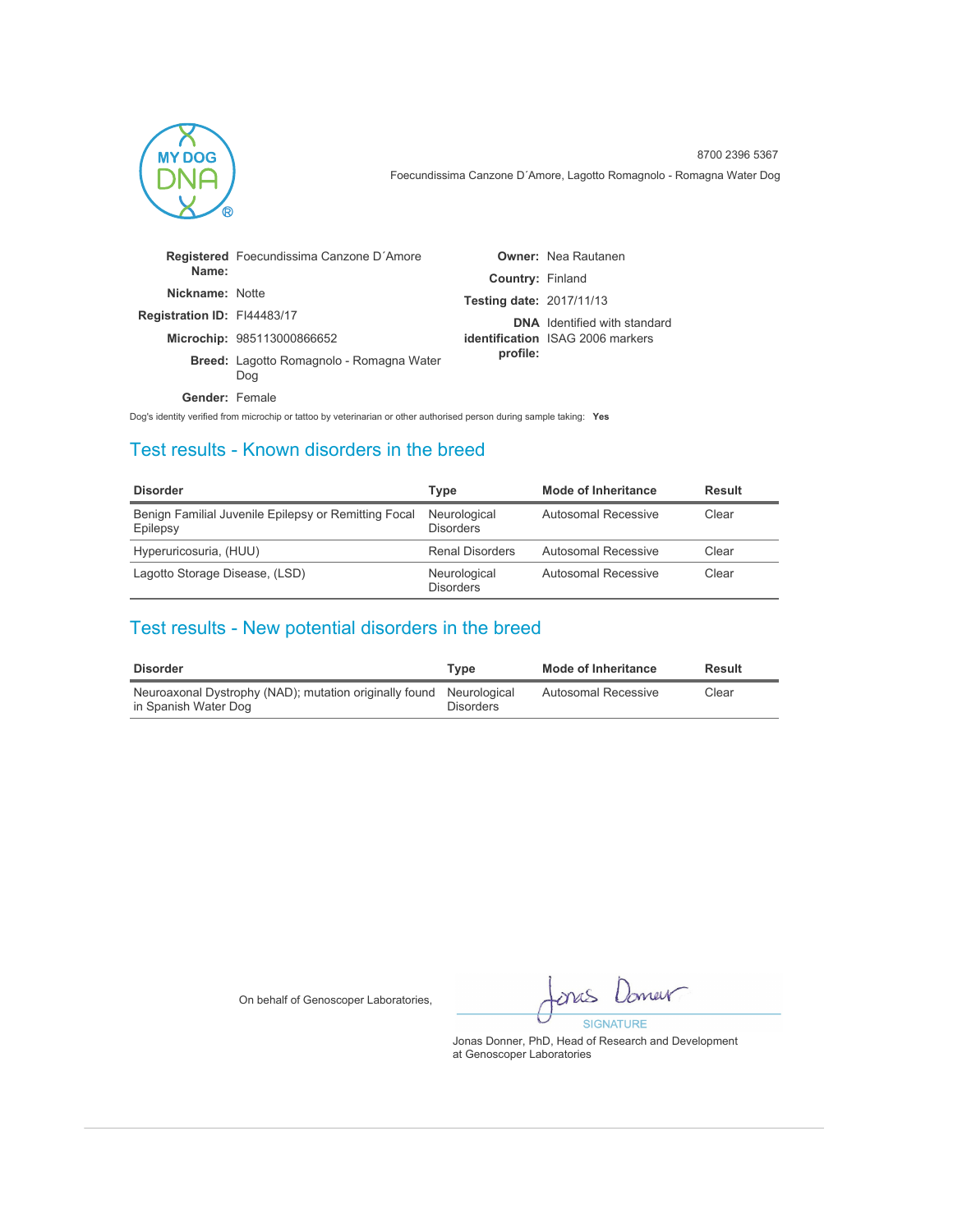MY DOG DNA ®

8700 2396 5367

Foecundissima Canzone D´Amore, Lagotto Romagnolo - Romagna Water Dog

| | |
|---|---|
| **Registered Name:** | Foecundissima Canzone D´Amore |
| **Nickname:** | Notte |
| **Registration ID:** | FI44483/17 |
| **Microchip:** | 985113000866652 |
| **Breed:** | Lagotto Romagnolo - Romagna Water Dog |
| **Gender:** | Female |

| | |
|---|---|
| **Owner:** | Nea Rautanen |
| **Country:** | Finland |
| **Testing date:** | 2017/11/13 |
| **DNA identification profile:** | Identified with standard ISAG 2006 markers |

Dog's identity verified from microchip or tattoo by veterinarian or other authorised person during sample taking: **Yes**

## Test results - Known disorders in the breed

| Disorder | Type | Mode of Inheritance | Result |
|---|---|---|---|
| Benign Familial Juvenile Epilepsy or Remitting Focal Epilepsy | Neurological Disorders | Autosomal Recessive | Clear |
| Hyperuricosuria, (HUU) | Renal Disorders | Autosomal Recessive | Clear |
| Lagotto Storage Disease, (LSD) | Neurological Disorders | Autosomal Recessive | Clear |

## Test results - New potential disorders in the breed

| Disorder | Type | Mode of Inheritance | Result |
|---|---|---|---|
| Neuroaxonal Dystrophy (NAD); mutation originally found in Spanish Water Dog | Neurological Disorders | Autosomal Recessive | Clear |

On behalf of Genoscoper Laboratories,

SIGNATURE

Jonas Donner, PhD, Head of Research and Development at Genoscoper Laboratories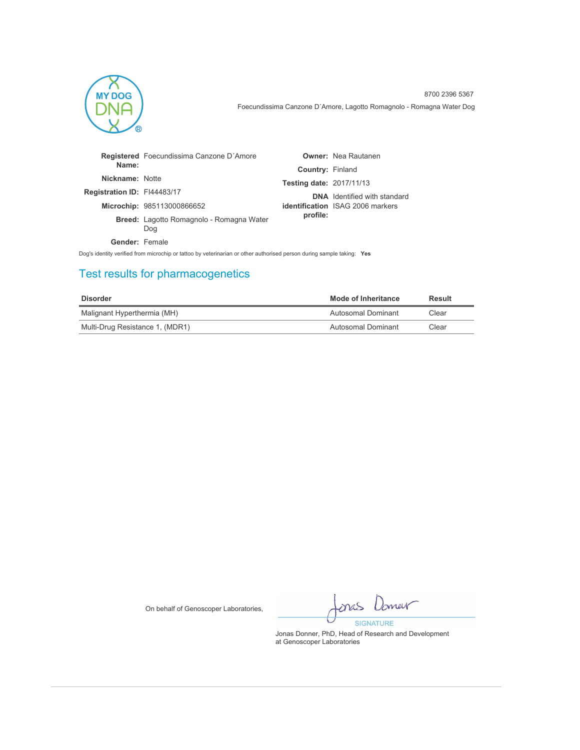8700 2396 5367

Foecundissima Canzone D´Amore, Lagotto Romagnolo - Romagna Water Dog

**Registered Name:** Foecundissima Canzone D´Amore

**Nickname:** Notte

**Registration ID:** FI44483/17

**Microchip:** 985113000866652

**Breed:** Lagotto Romagnolo - Romagna Water Dog

**Gender:** Female

**Owner:** Nea Rautanen

**Country:** Finland

**Testing date:** 2017/11/13

**DNA identification profile:** Identified with standard ISAG 2006 markers

Dog's identity verified from microchip or tattoo by veterinarian or other authorised person during sample taking: **Yes**

## Test results for pharmacogenetics

| Disorder | Mode of Inheritance | Result |
| --- | --- | --- |
| Malignant Hyperthermia (MH) | Autosomal Dominant | Clear |
| Multi-Drug Resistance 1, (MDR1) | Autosomal Dominant | Clear |

On behalf of Genoscoper Laboratories,

SIGNATURE

Jonas Donner, PhD, Head of Research and Development at Genoscoper Laboratories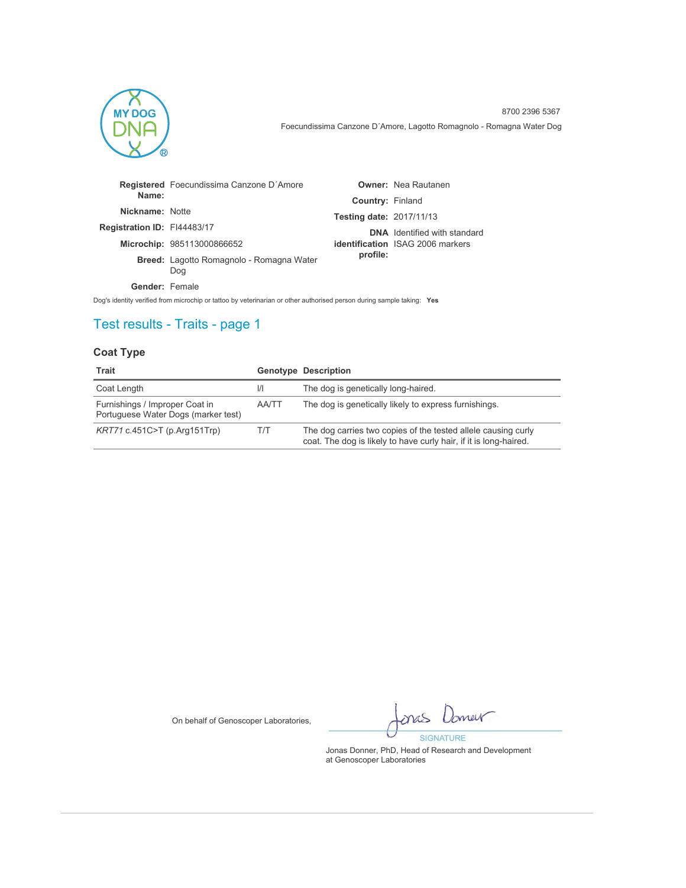8700 2396 5367

Foecundissima Canzone D´Amore, Lagotto Romagnolo - Romagna Water Dog

| | | | |
|---|---|---|---|
| **Registered Name:** | Foecundissima Canzone D´Amore | **Owner:** | Nea Rautanen |
| **Nickname:** | Notte | **Country:** | Finland |
| **Registration ID:** | FI44483/17 | **Testing date:** | 2017/11/13 |
| **Microchip:** | 985113000866652 | **DNA identification profile:** | Identified with standard ISAG 2006 markers |
| **Breed:** | Lagotto Romagnolo - Romagna Water Dog | | |
| **Gender:** | Female | | |

Dog's identity verified from microchip or tattoo by veterinarian or other authorised person during sample taking: **Yes**

## Test results - Traits - page 1

### Coat Type

| Trait | Genotype | Description |
|---|---|---|
| Coat Length | I/I | The dog is genetically long-haired. |
| Furnishings / Improper Coat in Portuguese Water Dogs (marker test) | AA/TT | The dog is genetically likely to express furnishings. |
| *KRT71* c.451C>T (p.Arg151Trp) | T/T | The dog carries two copies of the tested allele causing curly coat. The dog is likely to have curly hair, if it is long-haired. |

On behalf of Genoscoper Laboratories,

SIGNATURE

Jonas Donner, PhD, Head of Research and Development at Genoscoper Laboratories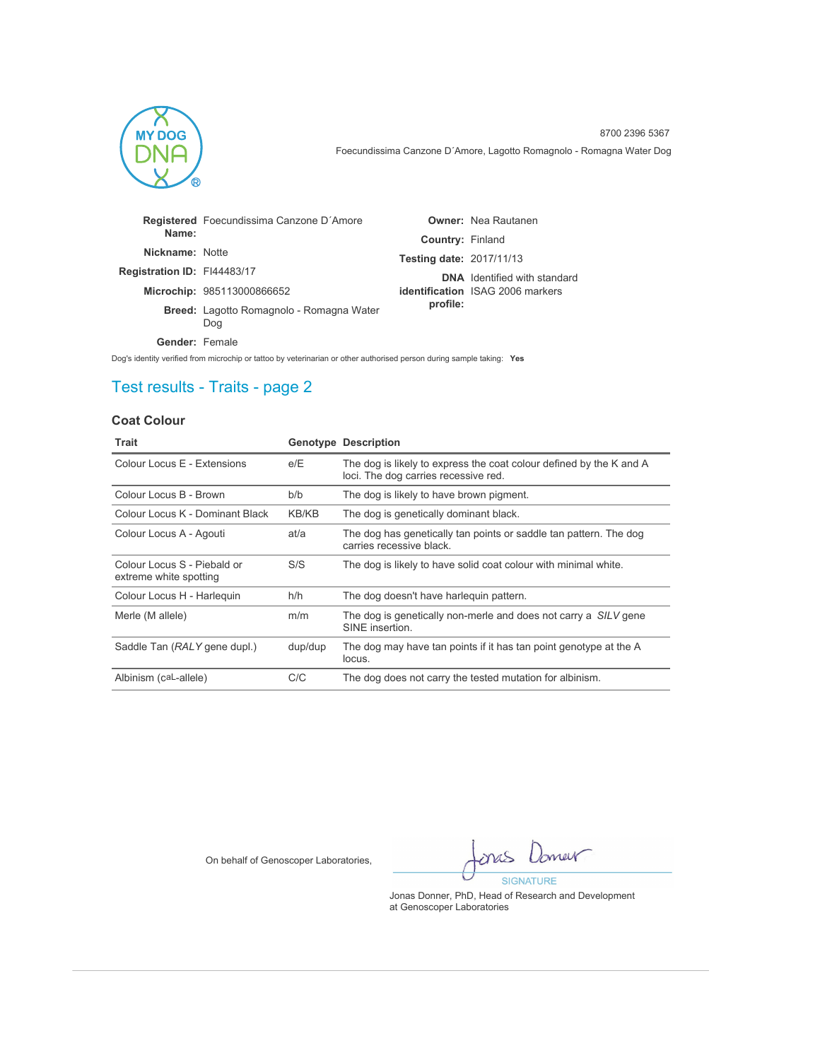8700 2396 5367

Foecundissima Canzone D´Amore, Lagotto Romagnolo - Romagna Water Dog

**Registered Name:** Foecundissima Canzone D´Amore

**Nickname:** Notte

**Registration ID:** FI44483/17

**Microchip:** 985113000866652

**Breed:** Lagotto Romagnolo - Romagna Water Dog

**Gender:** Female

**Owner:** Nea Rautanen

**Country:** Finland

**Testing date:** 2017/11/13

**DNA identification profile:** Identified with standard ISAG 2006 markers

Dog's identity verified from microchip or tattoo by veterinarian or other authorised person during sample taking: **Yes**

## Test results - Traits - page 2

### Coat Colour

| Trait | Genotype | Description |
|---|---|---|
| Colour Locus E - Extensions | e/E | The dog is likely to express the coat colour defined by the K and A loci. The dog carries recessive red. |
| Colour Locus B - Brown | b/b | The dog is likely to have brown pigment. |
| Colour Locus K - Dominant Black | KB/KB | The dog is genetically dominant black. |
| Colour Locus A - Agouti | at/a | The dog has genetically tan points or saddle tan pattern. The dog carries recessive black. |
| Colour Locus S - Piebald or extreme white spotting | S/S | The dog is likely to have solid coat colour with minimal white. |
| Colour Locus H - Harlequin | h/h | The dog doesn't have harlequin pattern. |
| Merle (M allele) | m/m | The dog is genetically non-merle and does not carry a *SILV* gene SINE insertion. |
| Saddle Tan (*RALY* gene dupl.) | dup/dup | The dog may have tan points if it has tan point genotype at the A locus. |
| Albinism (caL-allele) | C/C | The dog does not carry the tested mutation for albinism. |

On behalf of Genoscoper Laboratories,

SIGNATURE

Jonas Donner, PhD, Head of Research and Development at Genoscoper Laboratories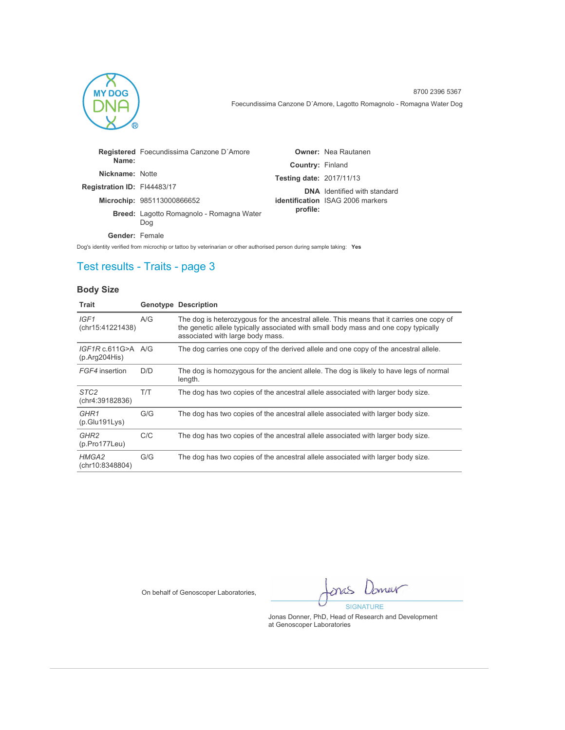MY DOG DNA

8700 2396 5367

Foecundissima Canzone D´Amore, Lagotto Romagnolo - Romagna Water Dog

| | | | |
|---|---|---|---|
| **Registered Name:** | Foecundissima Canzone D´Amore | **Owner:** | Nea Rautanen |
| **Nickname:** | Notte | **Country:** | Finland |
| **Registration ID:** | FI44483/17 | **Testing date:** | 2017/11/13 |
| **Microchip:** | 985113000866652 | **DNA identification profile:** | Identified with standard ISAG 2006 markers |
| **Breed:** | Lagotto Romagnolo - Romagna Water Dog | | |
| **Gender:** | Female | | |

Dog's identity verified from microchip or tattoo by veterinarian or other authorised person during sample taking: **Yes**

## Test results - Traits - page 3

### Body Size

| Trait | Genotype | Description |
|---|---|---|
| *IGF1* (chr15:41221438) | A/G | The dog is heterozygous for the ancestral allele. This means that it carries one copy of the genetic allele typically associated with small body mass and one copy typically associated with large body mass. |
| *IGF1R* c.611G>A (p.Arg204His) | A/G | The dog carries one copy of the derived allele and one copy of the ancestral allele. |
| *FGF4* insertion | D/D | The dog is homozygous for the ancient allele. The dog is likely to have legs of normal length. |
| *STC2* (chr4:39182836) | T/T | The dog has two copies of the ancestral allele associated with larger body size. |
| *GHR1* (p.Glu191Lys) | G/G | The dog has two copies of the ancestral allele associated with larger body size. |
| *GHR2* (p.Pro177Leu) | C/C | The dog has two copies of the ancestral allele associated with larger body size. |
| *HMGA2* (chr10:8348804) | G/G | The dog has two copies of the ancestral allele associated with larger body size. |

On behalf of Genoscoper Laboratories,

SIGNATURE

Jonas Donner, PhD, Head of Research and Development at Genoscoper Laboratories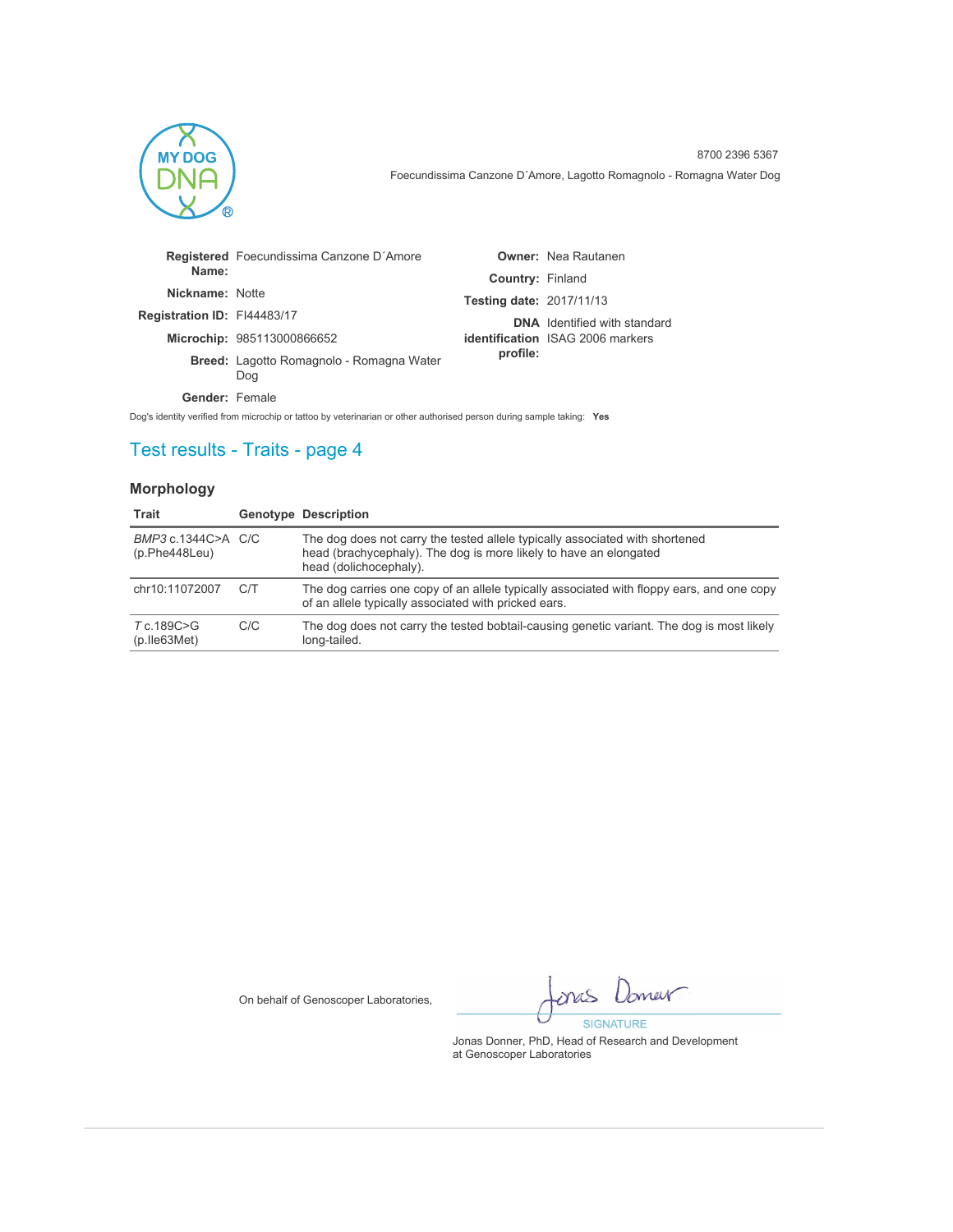8700 2396 5367

Foecundissima Canzone D´Amore, Lagotto Romagnolo - Romagna Water Dog

**Registered Name:** Foecundissima Canzone D´Amore

**Nickname:** Notte

**Registration ID:** FI44483/17

**Microchip:** 985113000866652

**Breed:** Lagotto Romagnolo - Romagna Water Dog

**Gender:** Female

**Owner:** Nea Rautanen

**Country:** Finland

**Testing date:** 2017/11/13

**DNA identification profile:** Identified with standard ISAG 2006 markers

Dog's identity verified from microchip or tattoo by veterinarian or other authorised person during sample taking: **Yes**

## Test results - Traits - page 4

### Morphology

| Trait | Genotype | Description |
|---|---|---|
| *BMP3* c.1344C>A (p.Phe448Leu) | C/C | The dog does not carry the tested allele typically associated with shortened head (brachycephaly). The dog is more likely to have an elongated head (dolichocephaly). |
| chr10:11072007 | C/T | The dog carries one copy of an allele typically associated with floppy ears, and one copy of an allele typically associated with picked ears. |
| *T* c.189C>G (p.Ile63Met) | C/C | The dog does not carry the tested bobtail-causing genetic variant. The dog is most likely long-tailed. |

On behalf of Genoscoper Laboratories,

SIGNATURE

Jonas Donner, PhD, Head of Research and Development at Genoscoper Laboratories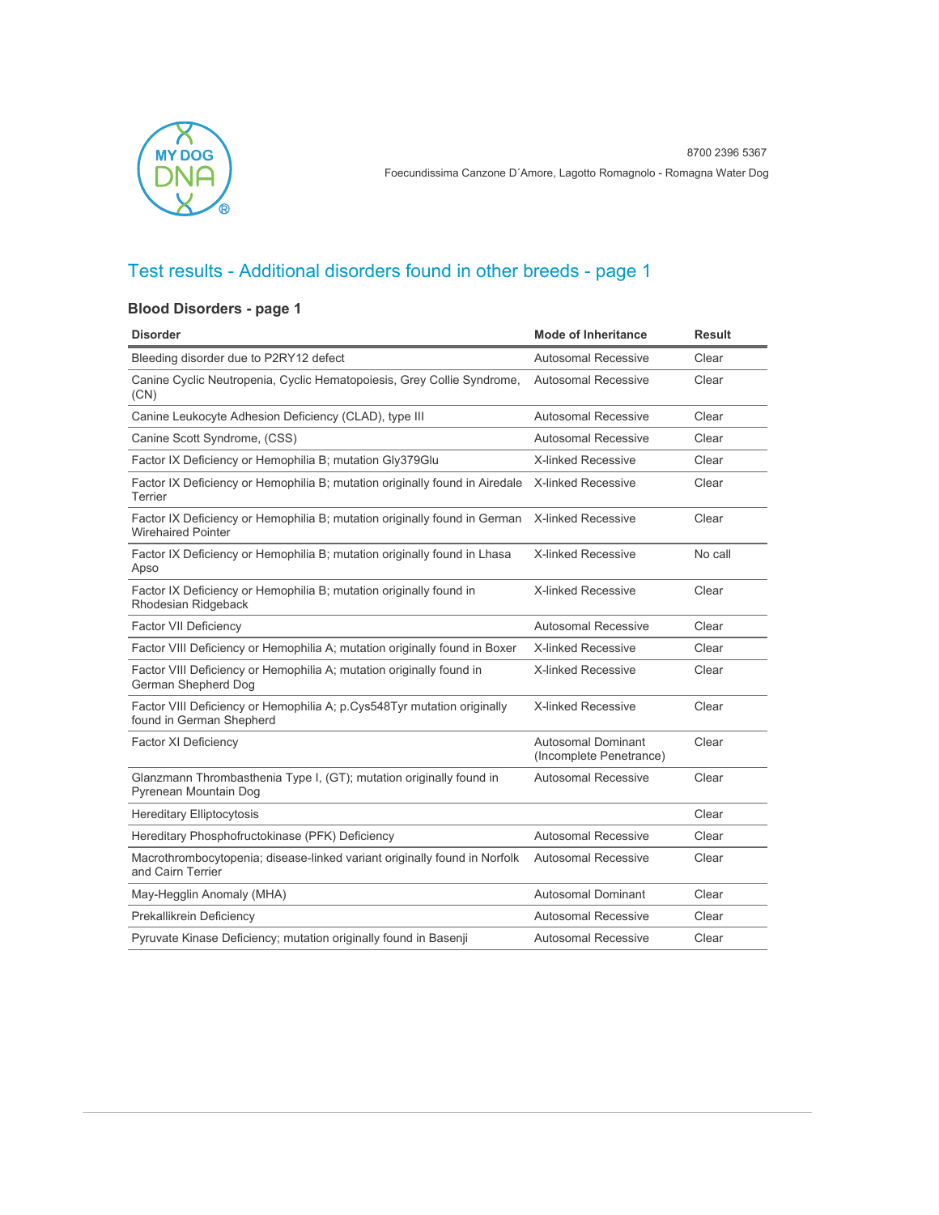8700 2396 5367

Foecundissima Canzone D´Amore, Lagotto Romagnolo - Romagna Water Dog

## Test results - Additional disorders found in other breeds - page 1

### Blood Disorders - page 1

| Disorder | Mode of Inheritance | Result |
|---|---|---|
| Bleeding disorder due to P2RY12 defect | Autosomal Recessive | Clear |
| Canine Cyclic Neutropenia, Cyclic Hematopoiesis, Grey Collie Syndrome, (CN) | Autosomal Recessive | Clear |
| Canine Leukocyte Adhesion Deficiency (CLAD), type III | Autosomal Recessive | Clear |
| Canine Scott Syndrome, (CSS) | Autosomal Recessive | Clear |
| Factor IX Deficiency or Hemophilia B; mutation Gly379Glu | X-linked Recessive | Clear |
| Factor IX Deficiency or Hemophilia B; mutation originally found in Airedale Terrier | X-linked Recessive | Clear |
| Factor IX Deficiency or Hemophilia B; mutation originally found in German Wirehaired Pointer | X-linked Recessive | Clear |
| Factor IX Deficiency or Hemophilia B; mutation originally found in Lhasa Apso | X-linked Recessive | No call |
| Factor IX Deficiency or Hemophilia B; mutation originally found in Rhodesian Ridgeback | X-linked Recessive | Clear |
| Factor VII Deficiency | Autosomal Recessive | Clear |
| Factor VIII Deficiency or Hemophilia A; mutation originally found in Boxer | X-linked Recessive | Clear |
| Factor VIII Deficiency or Hemophilia A; mutation originally found in German Shepherd Dog | X-linked Recessive | Clear |
| Factor VIII Deficiency or Hemophilia A; p.Cys548Tyr mutation originally found in German Shepherd | X-linked Recessive | Clear |
| Factor XI Deficiency | Autosomal Dominant (Incomplete Penetrance) | Clear |
| Glanzmann Thrombasthenia Type I, (GT); mutation originally found in Pyrenean Mountain Dog | Autosomal Recessive | Clear |
| Hereditary Elliptocytosis | | Clear |
| Hereditary Phosphofructokinase (PFK) Deficiency | Autosomal Recessive | Clear |
| Macrothrombocytopenia; disease-linked variant originally found in Norfolk and Cairn Terrier | Autosomal Recessive | Clear |
| May-Hegglin Anomaly (MHA) | Autosomal Dominant | Clear |
| Prekallikrein Deficiency | Autosomal Recessive | Clear |
| Pyruvate Kinase Deficiency; mutation originally found in Basenji | Autosomal Recessive | Clear |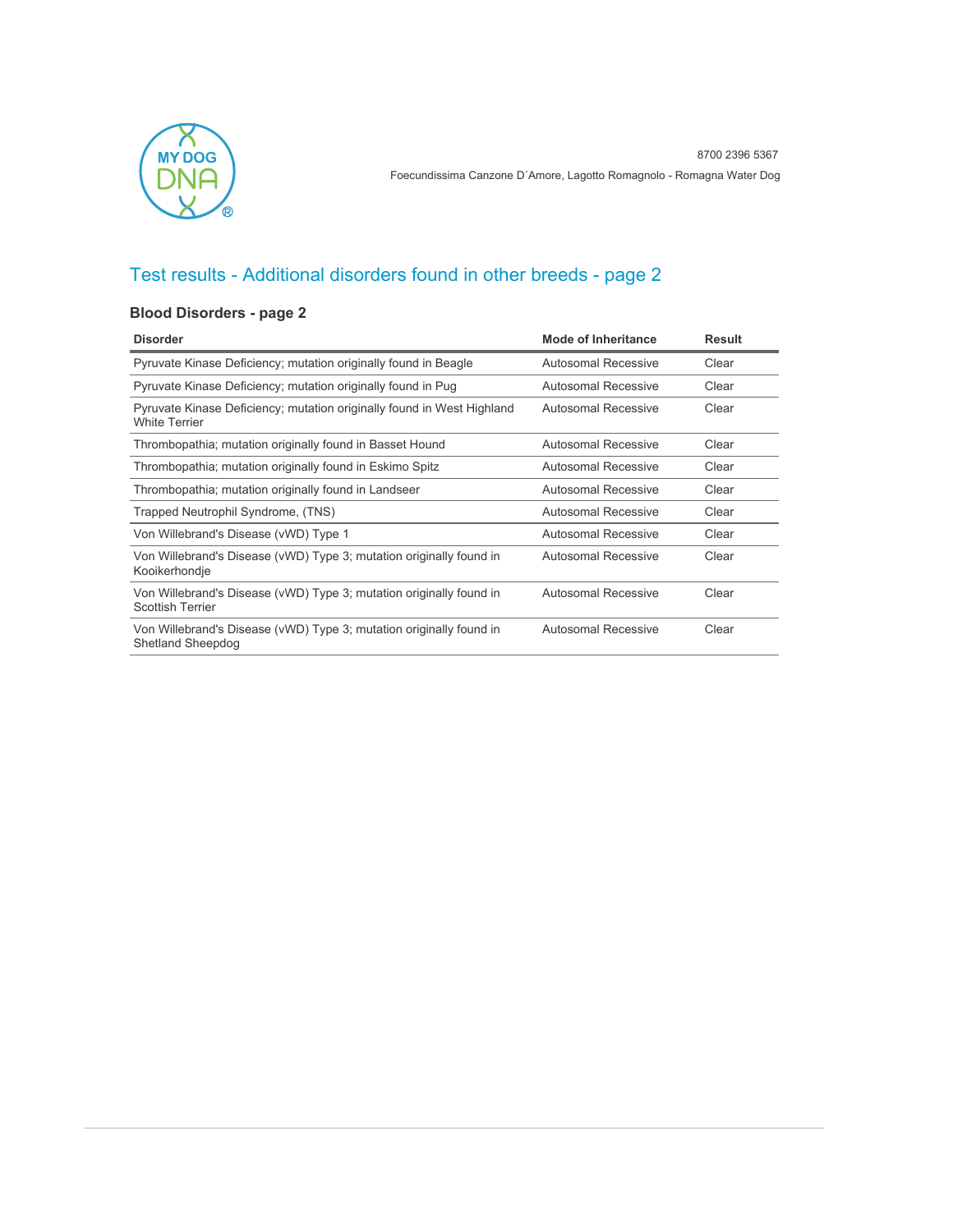8700 2396 5367

Foecundissima Canzone D´Amore, Lagotto Romagnolo - Romagna Water Dog

## Test results - Additional disorders found in other breeds - page 2

### Blood Disorders - page 2

| Disorder | Mode of Inheritance | Result |
|---|---|---|
| Pyruvate Kinase Deficiency; mutation originally found in Beagle | Autosomal Recessive | Clear |
| Pyruvate Kinase Deficiency; mutation originally found in Pug | Autosomal Recessive | Clear |
| Pyruvate Kinase Deficiency; mutation originally found in West Highland White Terrier | Autosomal Recessive | Clear |
| Thrombopathia; mutation originally found in Basset Hound | Autosomal Recessive | Clear |
| Thrombopathia; mutation originally found in Eskimo Spitz | Autosomal Recessive | Clear |
| Thrombopathia; mutation originally found in Landseer | Autosomal Recessive | Clear |
| Trapped Neutrophil Syndrome, (TNS) | Autosomal Recessive | Clear |
| Von Willebrand's Disease (vWD) Type 1 | Autosomal Recessive | Clear |
| Von Willebrand's Disease (vWD) Type 3; mutation originally found in Kooikerhondje | Autosomal Recessive | Clear |
| Von Willebrand's Disease (vWD) Type 3; mutation originally found in Scottish Terrier | Autosomal Recessive | Clear |
| Von Willebrand's Disease (vWD) Type 3; mutation originally found in Shetland Sheepdog | Autosomal Recessive | Clear |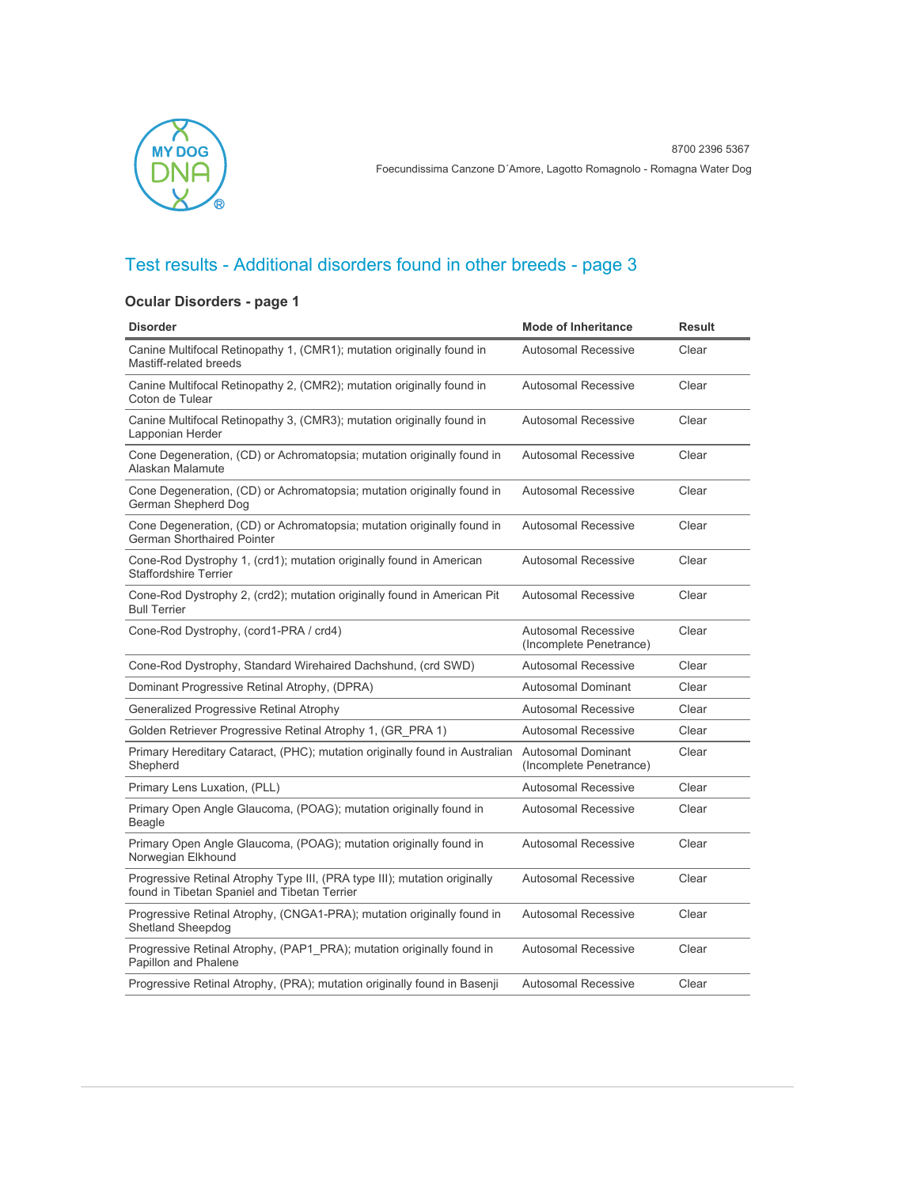8700 2396 5367

Foecundissima Canzone D´Amore, Lagotto Romagnolo - Romagna Water Dog

## Test results - Additional disorders found in other breeds - page 3

### Ocular Disorders - page 1

| Disorder | Mode of Inheritance | Result |
|---|---|---|
| Canine Multifocal Retinopathy 1, (CMR1); mutation originally found in Mastiff-related breeds | Autosomal Recessive | Clear |
| Canine Multifocal Retinopathy 2, (CMR2); mutation originally found in Coton de Tulear | Autosomal Recessive | Clear |
| Canine Multifocal Retinopathy 3, (CMR3); mutation originally found in Lapponian Herder | Autosomal Recessive | Clear |
| Cone Degeneration, (CD) or Achromatopsia; mutation originally found in Alaskan Malamute | Autosomal Recessive | Clear |
| Cone Degeneration, (CD) or Achromatopsia; mutation originally found in German Shepherd Dog | Autosomal Recessive | Clear |
| Cone Degeneration, (CD) or Achromatopsia; mutation originally found in German Shorthaired Pointer | Autosomal Recessive | Clear |
| Cone-Rod Dystrophy 1, (crd1); mutation originally found in American Staffordshire Terrier | Autosomal Recessive | Clear |
| Cone-Rod Dystrophy 2, (crd2); mutation originally found in American Pit Bull Terrier | Autosomal Recessive | Clear |
| Cone-Rod Dystrophy, (cord1-PRA / crd4) | Autosomal Recessive (Incomplete Penetrance) | Clear |
| Cone-Rod Dystrophy, Standard Wirehaired Dachshund, (crd SWD) | Autosomal Recessive | Clear |
| Dominant Progressive Retinal Atrophy, (DPRA) | Autosomal Dominant | Clear |
| Generalized Progressive Retinal Atrophy | Autosomal Recessive | Clear |
| Golden Retriever Progressive Retinal Atrophy 1, (GR_PRA 1) | Autosomal Recessive | Clear |
| Primary Hereditary Cataract, (PHC); mutation originally found in Australian Shepherd | Autosomal Dominant (Incomplete Penetrance) | Clear |
| Primary Lens Luxation, (PLL) | Autosomal Recessive | Clear |
| Primary Open Angle Glaucoma, (POAG); mutation originally found in Beagle | Autosomal Recessive | Clear |
| Primary Open Angle Glaucoma, (POAG); mutation originally found in Norwegian Elkhound | Autosomal Recessive | Clear |
| Progressive Retinal Atrophy Type III, (PRA type III); mutation originally found in Tibetan Spaniel and Tibetan Terrier | Autosomal Recessive | Clear |
| Progressive Retinal Atrophy, (CNGA1-PRA); mutation originally found in Shetland Sheepdog | Autosomal Recessive | Clear |
| Progressive Retinal Atrophy, (PAP1_PRA); mutation originally found in Papillon and Phalene | Autosomal Recessive | Clear |
| Progressive Retinal Atrophy, (PRA); mutation originally found in Basenji | Autosomal Recessive | Clear |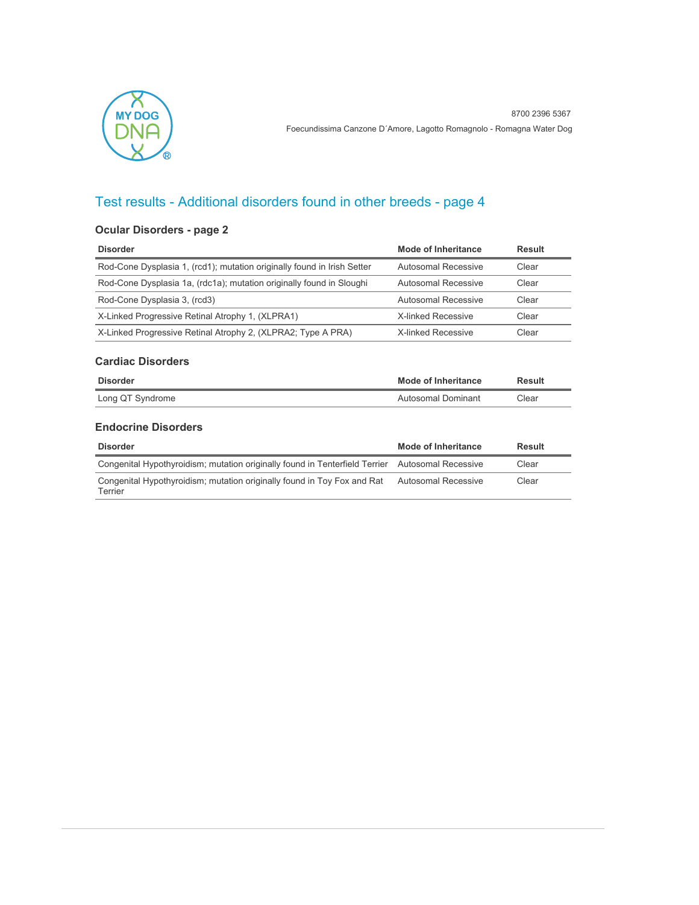## Test results - Additional disorders found in other breeds - page 4

### Ocular Disorders - page 2

| Disorder | Mode of Inheritance | Result |
|---|---|---|
| Rod-Cone Dysplasia 1, (rcd1); mutation originally found in Irish Setter | Autosomal Recessive | Clear |
| Rod-Cone Dysplasia 1a, (rdc1a); mutation originally found in Sloughi | Autosomal Recessive | Clear |
| Rod-Cone Dysplasia 3, (rcd3) | Autosomal Recessive | Clear |
| X-Linked Progressive Retinal Atrophy 1, (XLPRA1) | X-linked Recessive | Clear |
| X-Linked Progressive Retinal Atrophy 2, (XLPRA2; Type A PRA) | X-linked Recessive | Clear |

### Cardiac Disorders

| Disorder | Mode of Inheritance | Result |
|---|---|---|
| Long QT Syndrome | Autosomal Dominant | Clear |

### Endocrine Disorders

| Disorder | Mode of Inheritance | Result |
|---|---|---|
| Congenital Hypothyroidism; mutation originally found in Tenterfield Terrier | Autosomal Recessive | Clear |
| Congenital Hypothyroidism; mutation originally found in Toy Fox and Rat Terrier | Autosomal Recessive | Clear |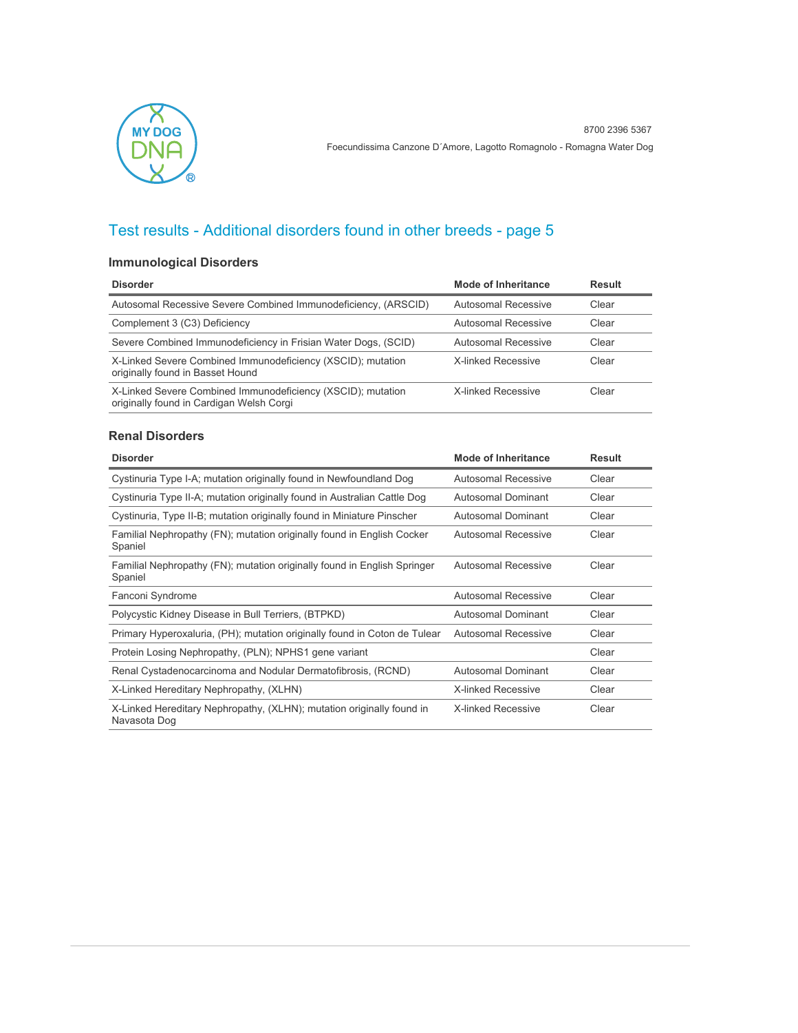## Test results - Additional disorders found in other breeds - page 5

### Immunological Disorders

| Disorder | Mode of Inheritance | Result |
|---|---|---|
| Autosomal Recessive Severe Combined Immunodeficiency, (ARSCID) | Autosomal Recessive | Clear |
| Complement 3 (C3) Deficiency | Autosomal Recessive | Clear |
| Severe Combined Immunodeficiency in Frisian Water Dogs, (SCID) | Autosomal Recessive | Clear |
| X-Linked Severe Combined Immunodeficiency (XSCID); mutation originally found in Basset Hound | X-linked Recessive | Clear |
| X-Linked Severe Combined Immunodeficiency (XSCID); mutation originally found in Cardigan Welsh Corgi | X-linked Recessive | Clear |

### Renal Disorders

| Disorder | Mode of Inheritance | Result |
|---|---|---|
| Cystinuria Type I-A; mutation originally found in Newfoundland Dog | Autosomal Recessive | Clear |
| Cystinuria Type II-A; mutation originally found in Australian Cattle Dog | Autosomal Dominant | Clear |
| Cystinuria, Type II-B; mutation originally found in Miniature Pinscher | Autosomal Dominant | Clear |
| Familial Nephropathy (FN); mutation originally found in English Cocker Spaniel | Autosomal Recessive | Clear |
| Familial Nephropathy (FN); mutation originally found in English Springer Spaniel | Autosomal Recessive | Clear |
| Fanconi Syndrome | Autosomal Recessive | Clear |
| Polycystic Kidney Disease in Bull Terriers, (BTPKD) | Autosomal Dominant | Clear |
| Primary Hyperoxaluria, (PH); mutation originally found in Coton de Tulear | Autosomal Recessive | Clear |
| Protein Losing Nephropathy, (PLN); NPHS1 gene variant | | Clear |
| Renal Cystadenocarcinoma and Nodular Dermatofibrosis, (RCND) | Autosomal Dominant | Clear |
| X-Linked Hereditary Nephropathy, (XLHN) | X-linked Recessive | Clear |
| X-Linked Hereditary Nephropathy, (XLHN); mutation originally found in Navasota Dog | X-linked Recessive | Clear |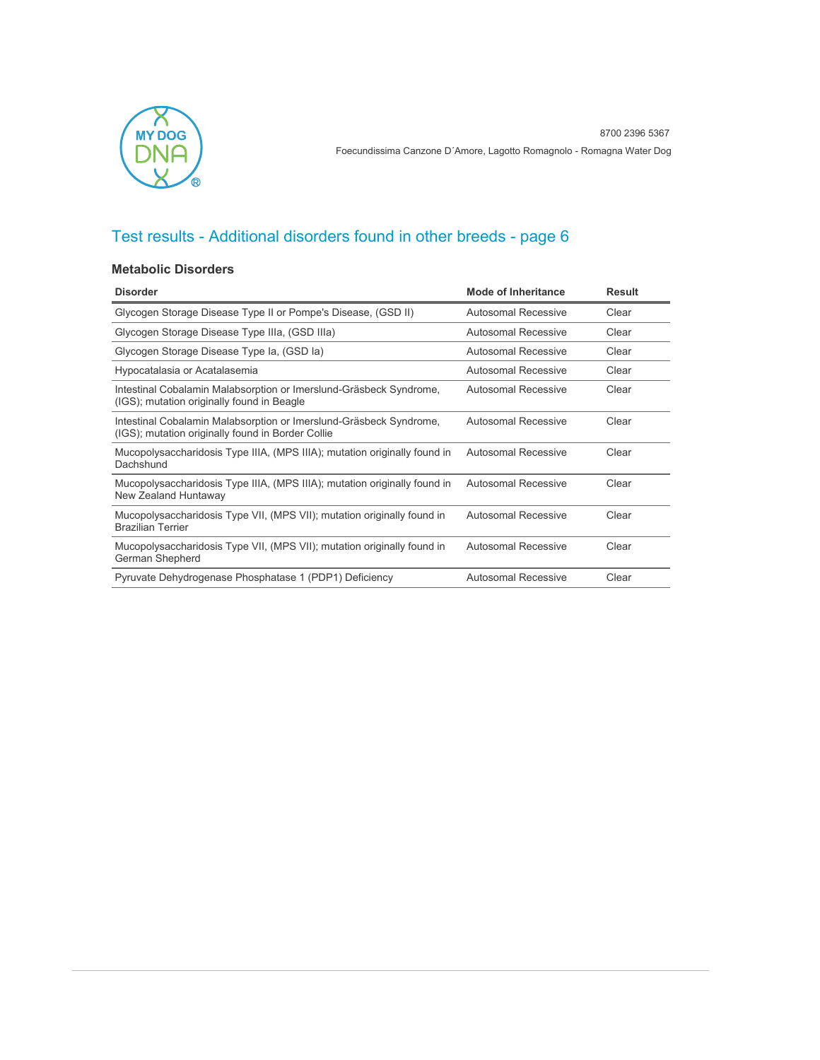8700 2396 5367

Foecundissima Canzone D´Amore, Lagotto Romagnolo - Romagna Water Dog

## Test results - Additional disorders found in other breeds - page 6

### Metabolic Disorders

| Disorder | Mode of Inheritance | Result |
|---|---|---|
| Glycogen Storage Disease Type II or Pompe's Disease, (GSD II) | Autosomal Recessive | Clear |
| Glycogen Storage Disease Type IIIa, (GSD IIIa) | Autosomal Recessive | Clear |
| Glycogen Storage Disease Type Ia, (GSD Ia) | Autosomal Recessive | Clear |
| Hypocatalasia or Acatalasemia | Autosomal Recessive | Clear |
| Intestinal Cobalamin Malabsorption or Imerslund-Gräsbeck Syndrome, (IGS); mutation originally found in Beagle | Autosomal Recessive | Clear |
| Intestinal Cobalamin Malabsorption or Imerslund-Gräsbeck Syndrome, (IGS); mutation originally found in Border Collie | Autosomal Recessive | Clear |
| Mucopolysaccharidosis Type IIIA, (MPS IIIA); mutation originally found in Dachshund | Autosomal Recessive | Clear |
| Mucopolysaccharidosis Type IIIA, (MPS IIIA); mutation originally found in New Zealand Huntaway | Autosomal Recessive | Clear |
| Mucopolysaccharidosis Type VII, (MPS VII); mutation originally found in Brazilian Terrier | Autosomal Recessive | Clear |
| Mucopolysaccharidosis Type VII, (MPS VII); mutation originally found in German Shepherd | Autosomal Recessive | Clear |
| Pyruvate Dehydrogenase Phosphatase 1 (PDP1) Deficiency | Autosomal Recessive | Clear |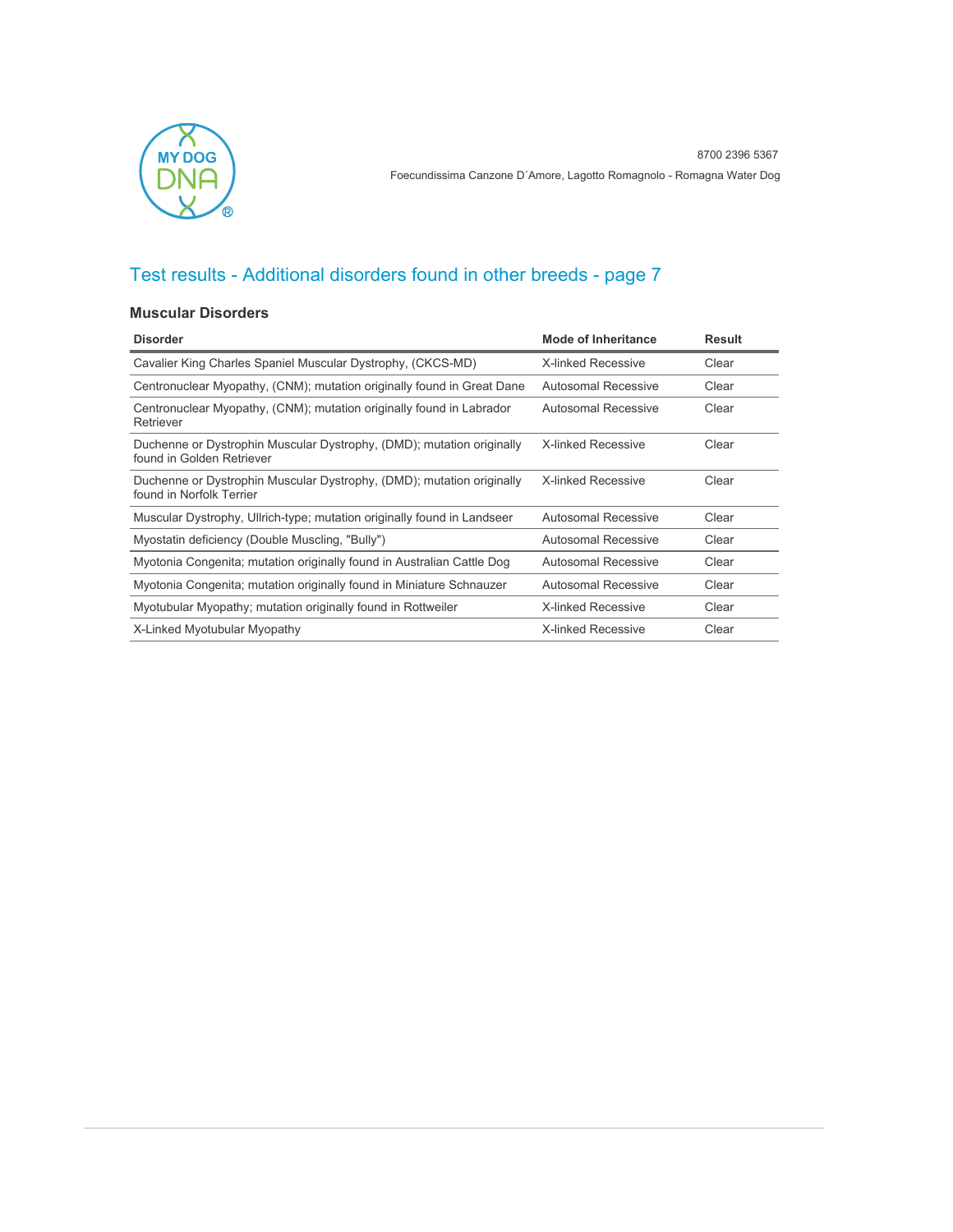8700 2396 5367

Foecundissima Canzone D´Amore, Lagotto Romagnolo - Romagna Water Dog

## Test results - Additional disorders found in other breeds - page 7

### Muscular Disorders

| Disorder | Mode of Inheritance | Result |
|---|---|---|
| Cavalier King Charles Spaniel Muscular Dystrophy, (CKCS-MD) | X-linked Recessive | Clear |
| Centronuclear Myopathy, (CNM); mutation originally found in Great Dane | Autosomal Recessive | Clear |
| Centronuclear Myopathy, (CNM); mutation originally found in Labrador Retriever | Autosomal Recessive | Clear |
| Duchenne or Dystrophin Muscular Dystrophy, (DMD); mutation originally found in Golden Retriever | X-linked Recessive | Clear |
| Duchenne or Dystrophin Muscular Dystrophy, (DMD); mutation originally found in Norfolk Terrier | X-linked Recessive | Clear |
| Muscular Dystrophy, Ullrich-type; mutation originally found in Landseer | Autosomal Recessive | Clear |
| Myostatin deficiency (Double Muscling, "Bully") | Autosomal Recessive | Clear |
| Myotonia Congenita; mutation originally found in Australian Cattle Dog | Autosomal Recessive | Clear |
| Myotonia Congenita; mutation originally found in Miniature Schnauzer | Autosomal Recessive | Clear |
| Myotubular Myopathy; mutation originally found in Rottweiler | X-linked Recessive | Clear |
| X-Linked Myotubular Myopathy | X-linked Recessive | Clear |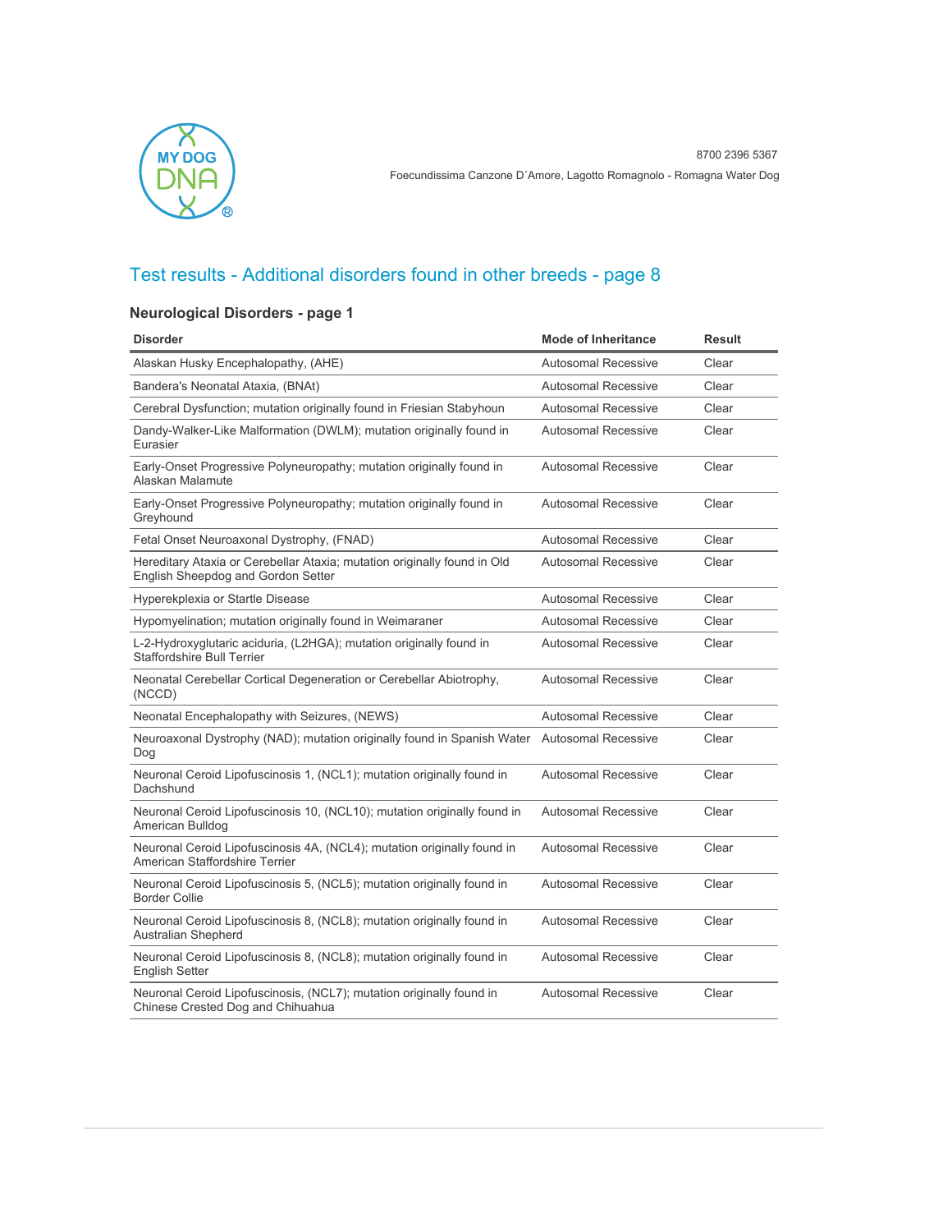8700 2396 5367

Foecundissima Canzone D´Amore, Lagotto Romagnolo - Romagna Water Dog

## Test results - Additional disorders found in other breeds - page 8

### Neurological Disorders - page 1

| Disorder | Mode of Inheritance | Result |
|---|---|---|
| Alaskan Husky Encephalopathy, (AHE) | Autosomal Recessive | Clear |
| Bandera's Neonatal Ataxia, (BNAt) | Autosomal Recessive | Clear |
| Cerebral Dysfunction; mutation originally found in Friesian Stabyhoun | Autosomal Recessive | Clear |
| Dandy-Walker-Like Malformation (DWLM); mutation originally found in Eurasier | Autosomal Recessive | Clear |
| Early-Onset Progressive Polyneuropathy; mutation originally found in Alaskan Malamute | Autosomal Recessive | Clear |
| Early-Onset Progressive Polyneuropathy; mutation originally found in Greyhound | Autosomal Recessive | Clear |
| Fetal Onset Neuroaxonal Dystrophy, (FNAD) | Autosomal Recessive | Clear |
| Hereditary Ataxia or Cerebellar Ataxia; mutation originally found in Old English Sheepdog and Gordon Setter | Autosomal Recessive | Clear |
| Hyperekplexia or Startle Disease | Autosomal Recessive | Clear |
| Hypomyelination; mutation originally found in Weimaraner | Autosomal Recessive | Clear |
| L-2-Hydroxyglutaric aciduria, (L2HGA); mutation originally found in Staffordshire Bull Terrier | Autosomal Recessive | Clear |
| Neonatal Cerebellar Cortical Degeneration or Cerebellar Abiotrophy, (NCCD) | Autosomal Recessive | Clear |
| Neonatal Encephalopathy with Seizures, (NEWS) | Autosomal Recessive | Clear |
| Neuroaxonal Dystrophy (NAD); mutation originally found in Spanish Water Dog | Autosomal Recessive | Clear |
| Neuronal Ceroid Lipofuscinosis 1, (NCL1); mutation originally found in Dachshund | Autosomal Recessive | Clear |
| Neuronal Ceroid Lipofuscinosis 10, (NCL10); mutation originally found in American Bulldog | Autosomal Recessive | Clear |
| Neuronal Ceroid Lipofuscinosis 4A, (NCL4); mutation originally found in American Staffordshire Terrier | Autosomal Recessive | Clear |
| Neuronal Ceroid Lipofuscinosis 5, (NCL5); mutation originally found in Border Collie | Autosomal Recessive | Clear |
| Neuronal Ceroid Lipofuscinosis 8, (NCL8); mutation originally found in Australian Shepherd | Autosomal Recessive | Clear |
| Neuronal Ceroid Lipofuscinosis 8, (NCL8); mutation originally found in English Setter | Autosomal Recessive | Clear |
| Neuronal Ceroid Lipofuscinosis, (NCL7); mutation originally found in Chinese Crested Dog and Chihuahua | Autosomal Recessive | Clear |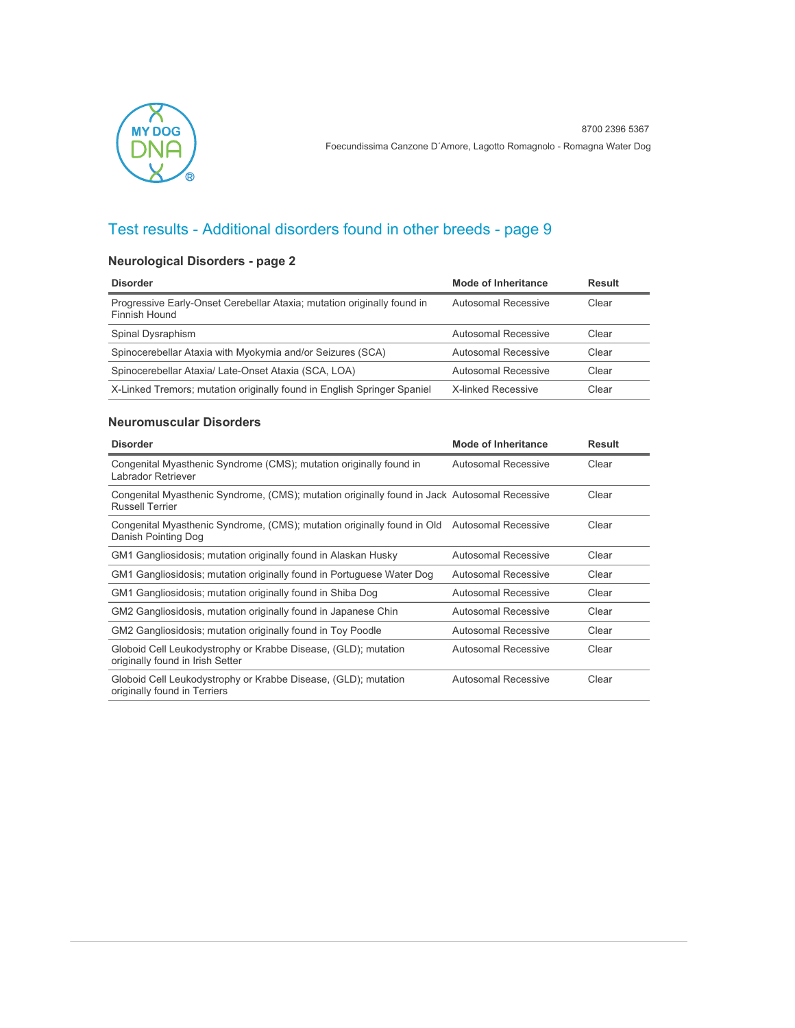## Test results - Additional disorders found in other breeds - page 9

### Neurological Disorders - page 2

| Disorder | Mode of Inheritance | Result |
|---|---|---|
| Progressive Early-Onset Cerebellar Ataxia; mutation originally found in Finnish Hound | Autosomal Recessive | Clear |
| Spinal Dysraphism | Autosomal Recessive | Clear |
| Spinocerebellar Ataxia with Myokymia and/or Seizures (SCA) | Autosomal Recessive | Clear |
| Spinocerebellar Ataxia/ Late-Onset Ataxia (SCA, LOA) | Autosomal Recessive | Clear |
| X-Linked Tremors; mutation originally found in English Springer Spaniel | X-linked Recessive | Clear |

### Neuromuscular Disorders

| Disorder | Mode of Inheritance | Result |
|---|---|---|
| Congenital Myasthenic Syndrome (CMS); mutation originally found in Labrador Retriever | Autosomal Recessive | Clear |
| Congenital Myasthenic Syndrome, (CMS); mutation originally found in Jack Russell Terrier | Autosomal Recessive | Clear |
| Congenital Myasthenic Syndrome, (CMS); mutation originally found in Old Danish Pointing Dog | Autosomal Recessive | Clear |
| GM1 Gangliosidosis; mutation originally found in Alaskan Husky | Autosomal Recessive | Clear |
| GM1 Gangliosidosis; mutation originally found in Portuguese Water Dog | Autosomal Recessive | Clear |
| GM1 Gangliosidosis; mutation originally found in Shiba Dog | Autosomal Recessive | Clear |
| GM2 Gangliosidosis, mutation originally found in Japanese Chin | Autosomal Recessive | Clear |
| GM2 Gangliosidosis; mutation originally found in Toy Poodle | Autosomal Recessive | Clear |
| Globoid Cell Leukodystrophy or Krabbe Disease, (GLD); mutation originally found in Irish Setter | Autosomal Recessive | Clear |
| Globoid Cell Leukodystrophy or Krabbe Disease, (GLD); mutation originally found in Terriers | Autosomal Recessive | Clear |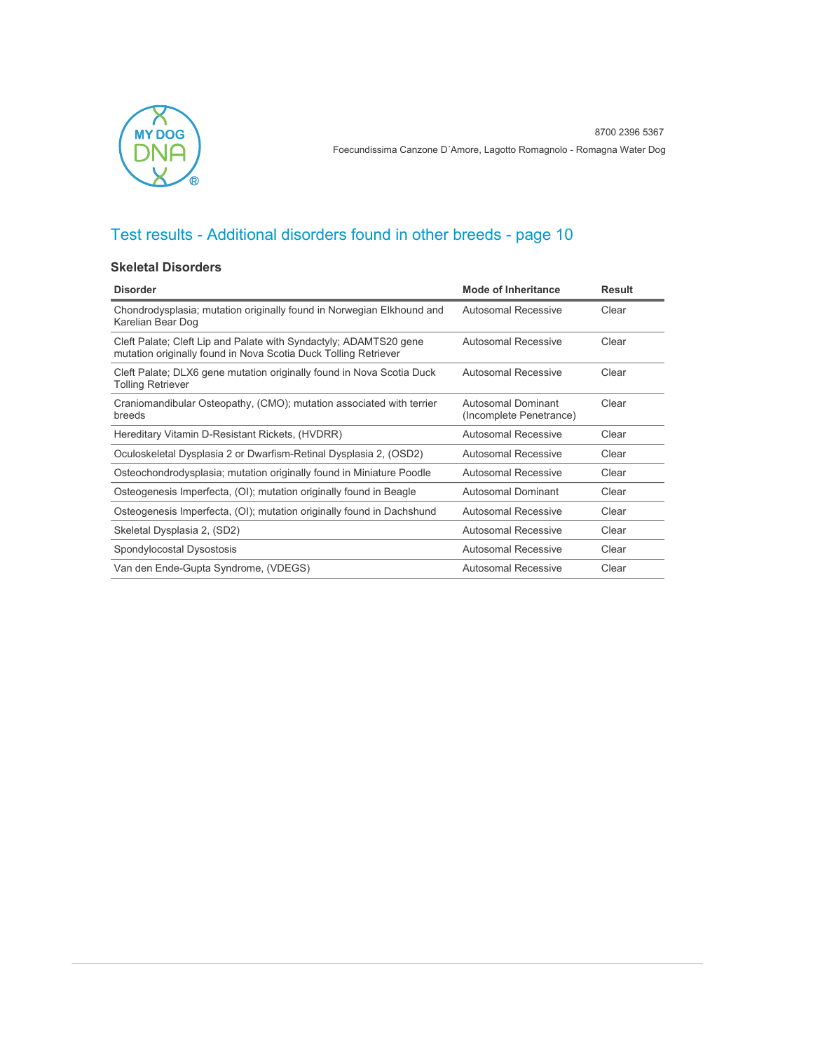8700 2396 5367

Foecundissima Canzone D´Amore, Lagotto Romagnolo - Romagna Water Dog

## Test results - Additional disorders found in other breeds - page 10

### Skeletal Disorders

| Disorder | Mode of Inheritance | Result |
|---|---|---|
| Chondrodysplasia; mutation originally found in Norwegian Elkhound and Karelian Bear Dog | Autosomal Recessive | Clear |
| Cleft Palate; Cleft Lip and Palate with Syndactyly; ADAMTS20 gene mutation originally found in Nova Scotia Duck Tolling Retriever | Autosomal Recessive | Clear |
| Cleft Palate; DLX6 gene mutation originally found in Nova Scotia Duck Tolling Retriever | Autosomal Recessive | Clear |
| Craniomandibular Osteopathy, (CMO); mutation associated with terrier breeds | Autosomal Dominant (Incomplete Penetrance) | Clear |
| Hereditary Vitamin D-Resistant Rickets, (HVDRR) | Autosomal Recessive | Clear |
| Oculoskeletal Dysplasia 2 or Dwarfism-Retinal Dysplasia 2, (OSD2) | Autosomal Recessive | Clear |
| Osteochondrodysplasia; mutation originally found in Miniature Poodle | Autosomal Recessive | Clear |
| Osteogenesis Imperfecta, (OI); mutation originally found in Beagle | Autosomal Dominant | Clear |
| Osteogenesis Imperfecta, (OI); mutation originally found in Dachshund | Autosomal Recessive | Clear |
| Skeletal Dysplasia 2, (SD2) | Autosomal Recessive | Clear |
| Spondylocostal Dysostosis | Autosomal Recessive | Clear |
| Van den Ende-Gupta Syndrome, (VDEGS) | Autosomal Recessive | Clear |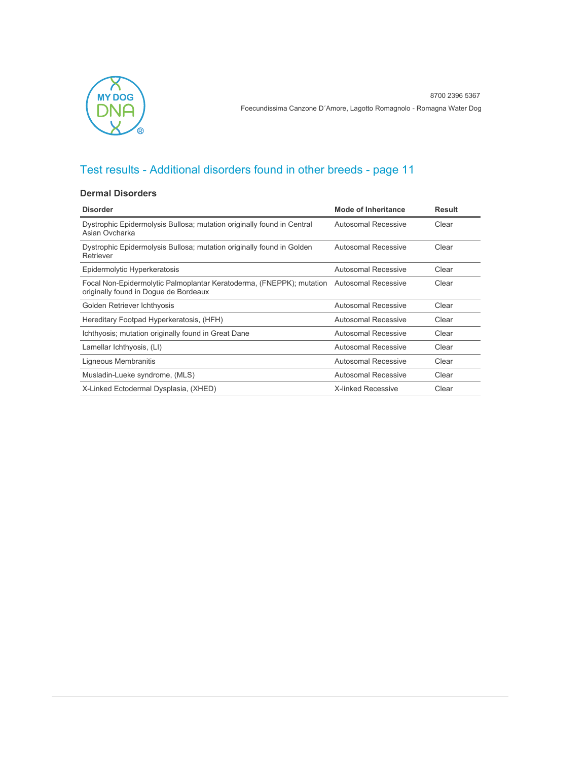8700 2396 5367

Foecundissima Canzone D´Amore, Lagotto Romagnolo - Romagna Water Dog

## Test results - Additional disorders found in other breeds - page 11

### Dermal Disorders

| Disorder | Mode of Inheritance | Result |
| --- | --- | --- |
| Dystrophic Epidermolysis Bullosa; mutation originally found in Central Asian Ovcharka | Autosomal Recessive | Clear |
| Dystrophic Epidermolysis Bullosa; mutation originally found in Golden Retriever | Autosomal Recessive | Clear |
| Epidermolytic Hyperkeratosis | Autosomal Recessive | Clear |
| Focal Non-Epidermolytic Palmoplantar Keratoderma, (FNEPPK); mutation originally found in Dogue de Bordeaux | Autosomal Recessive | Clear |
| Golden Retriever Ichthyosis | Autosomal Recessive | Clear |
| Hereditary Footpad Hyperkeratosis, (HFH) | Autosomal Recessive | Clear |
| Ichthyosis; mutation originally found in Great Dane | Autosomal Recessive | Clear |
| Lamellar Ichthyosis, (LI) | Autosomal Recessive | Clear |
| Ligneous Membranitis | Autosomal Recessive | Clear |
| Musladin-Lueke syndrome, (MLS) | Autosomal Recessive | Clear |
| X-Linked Ectodermal Dysplasia, (XHED) | X-linked Recessive | Clear |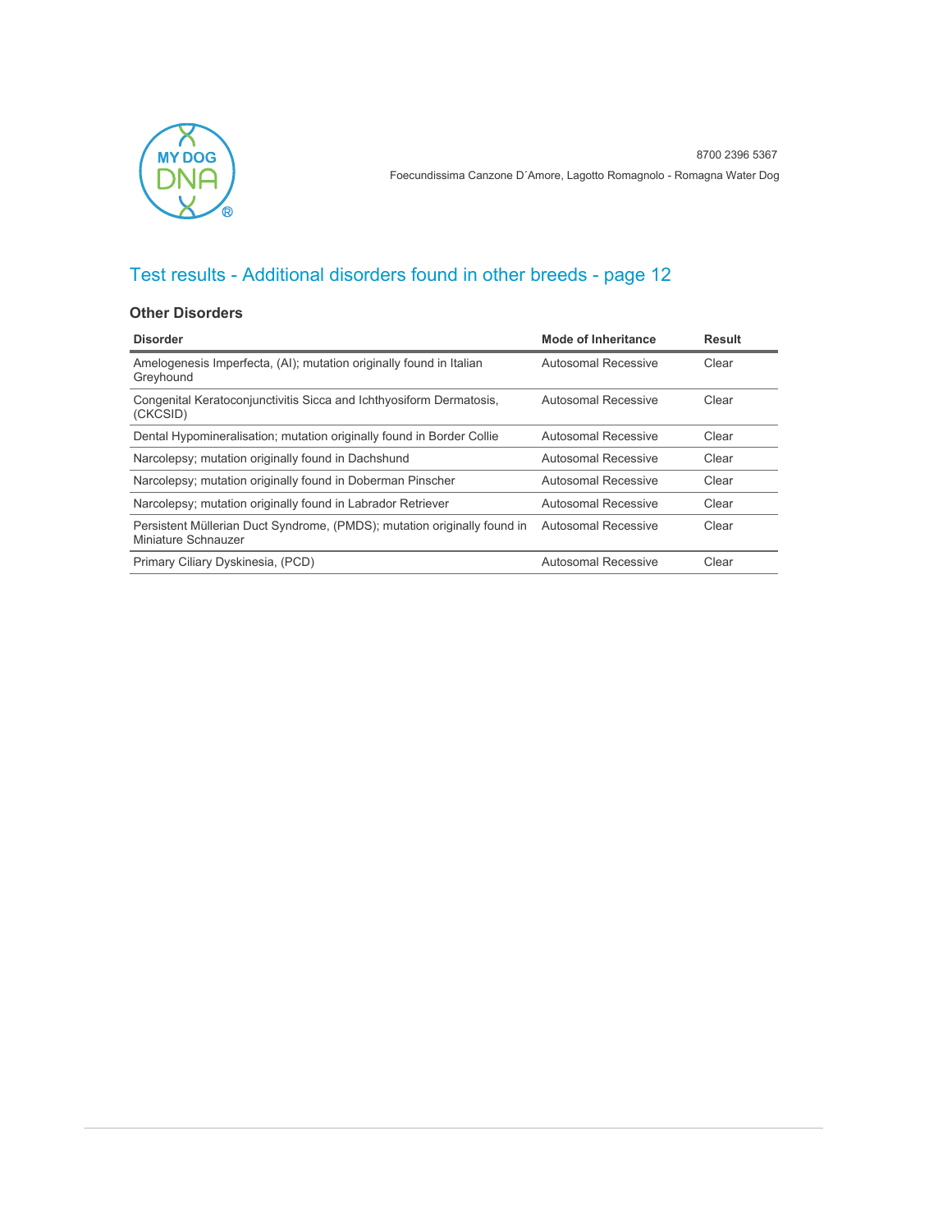8700 2396 5367

Foecundissima Canzone D´Amore, Lagotto Romagnolo - Romagna Water Dog

## Test results - Additional disorders found in other breeds - page 12

### Other Disorders

| Disorder | Mode of Inheritance | Result |
|---|---|---|
| Amelogenesis Imperfecta, (AI); mutation originally found in Italian Greyhound | Autosomal Recessive | Clear |
| Congenital Keratoconjunctivitis Sicca and Ichthyosiform Dermatosis, (CKCSID) | Autosomal Recessive | Clear |
| Dental Hypomineralisation; mutation originally found in Border Collie | Autosomal Recessive | Clear |
| Narcolepsy; mutation originally found in Dachshund | Autosomal Recessive | Clear |
| Narcolepsy; mutation originally found in Doberman Pinscher | Autosomal Recessive | Clear |
| Narcolepsy; mutation originally found in Labrador Retriever | Autosomal Recessive | Clear |
| Persistent Müllerian Duct Syndrome, (PMDS); mutation originally found in Miniature Schnauzer | Autosomal Recessive | Clear |
| Primary Ciliary Dyskinesia, (PCD) | Autosomal Recessive | Clear |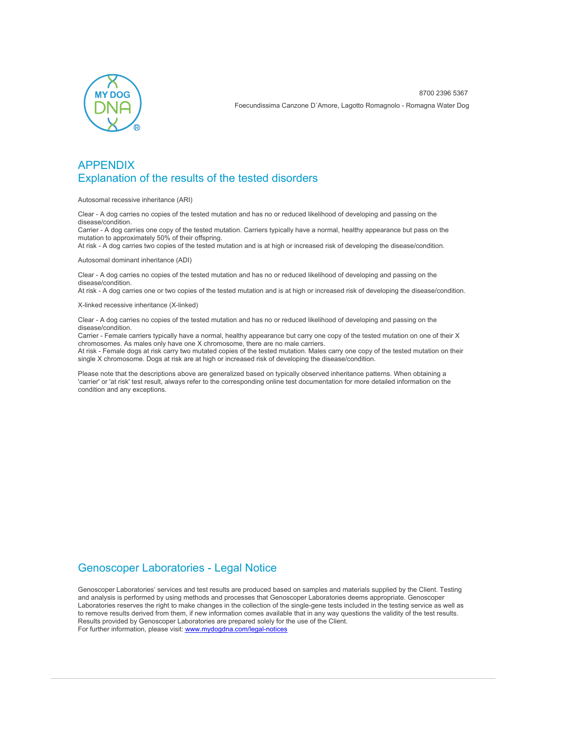# APPENDIX
## Explanation of the results of the tested disorders

Autosomal recessive inheritance (ARI)

Clear - A dog carries no copies of the tested mutation and has no or reduced likelihood of developing and passing on the disease/condition.
Carrier - A dog carries one copy of the tested mutation. Carriers typically have a normal, healthy appearance but pass on the mutation to approximately 50% of their offspring.
At risk - A dog carries two copies of the tested mutation and is at high or increased risk of developing the disease/condition.

Autosomal dominant inheritance (ADI)

Clear - A dog carries no copies of the tested mutation and has no or reduced likelihood of developing and passing on the disease/condition.
At risk - A dog carries one or two copies of the tested mutation and is at high or increased risk of developing the disease/condition.

X-linked recessive inheritance (X-linked)

Clear - A dog carries no copies of the tested mutation and has no or reduced likelihood of developing and passing on the disease/condition.
Carrier - Female carriers typically have a normal, healthy appearance but carry one copy of the tested mutation on one of their X chromosomes. As males only have one X chromosome, there are no male carriers.
At risk - Female dogs at risk carry two mutated copies of the tested mutation. Males carry one copy of the tested mutation on their single X chromosome. Dogs at risk are at high or increased risk of developing the disease/condition.

Please note that the descriptions above are generalized based on typically observed inheritance patterns. When obtaining a 'carrier' or 'at risk' test result, always refer to the corresponding online test documentation for more detailed information on the condition and any exceptions.

## Genoscoper Laboratories - Legal Notice

Genoscoper Laboratories' services and test results are produced based on samples and materials supplied by the Client. Testing and analysis is performed by using methods and processes that Genoscoper Laboratories deems appropriate. Genoscoper Laboratories reserves the right to make changes in the collection of the single-gene tests included in the testing service as well as to remove results derived from them, if new information comes available that in any way questions the validity of the test results. Results provided by Genoscoper Laboratories are prepared solely for the use of the Client.
For further information, please visit: www.mydogdna.com/legal-notices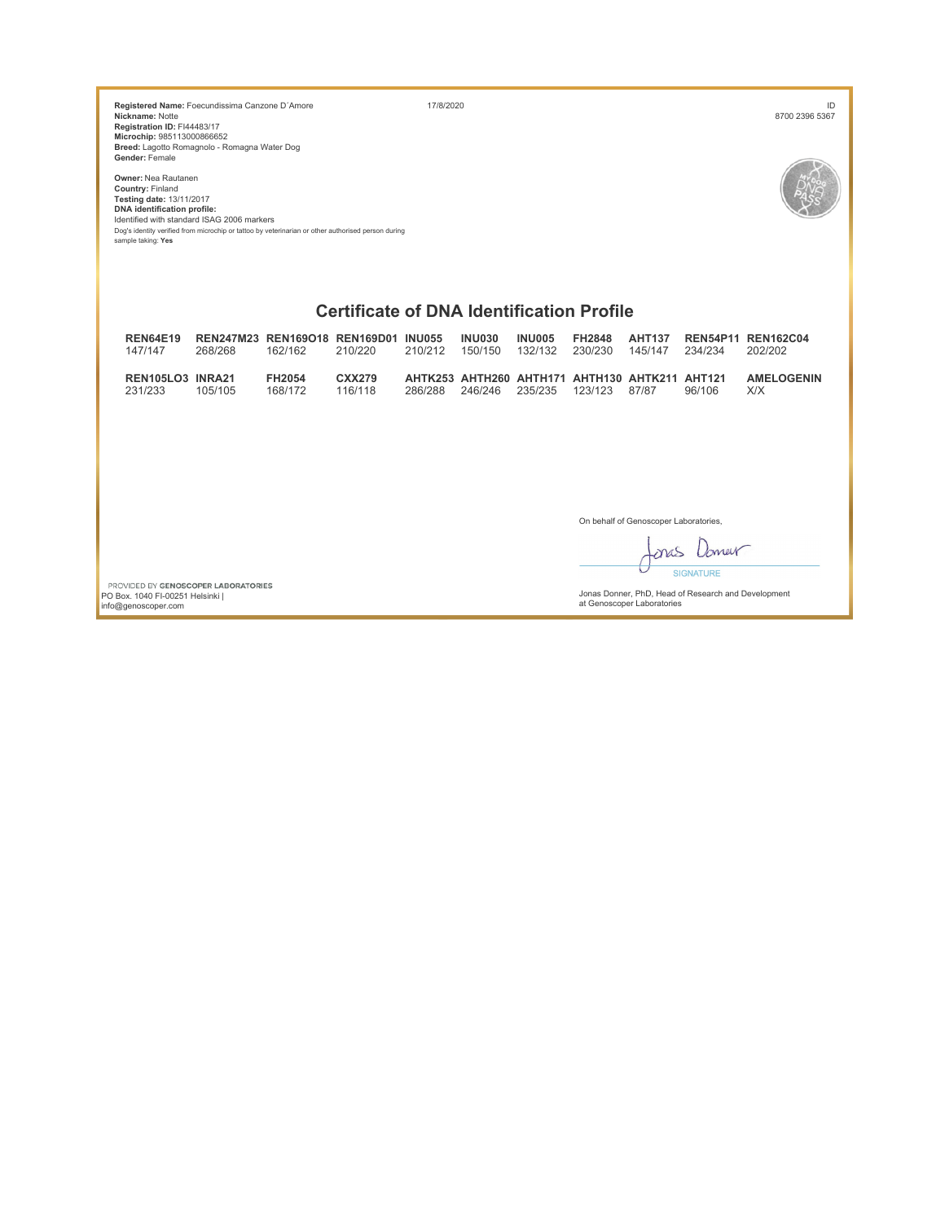**Registered Name:** Foecundissima Canzone D´Amore
**Nickname:** Notte
**Registration ID:** FI44483/17
**Microchip:** 985113000866652
**Breed:** Lagotto Romagnolo - Romagna Water Dog
**Gender:** Female

17/8/2020

ID
8700 2396 5367

**Owner:** Nea Rautanen
**Country:** Finland
**Testing date:** 13/11/2017
**DNA identification profile:**
Identified with standard ISAG 2006 markers
Dog's identity verified from microchip or tattoo by veterinarian or other authorised person during sample taking: **Yes**

## Certificate of DNA Identification Profile

| REN64E19 | REN247M23 | REN169O18 | REN169D01 | INU055 | INU030 | INU005 | FH2848 | AHT137 | REN54P11 | REN162C04 |
|---|---|---|---|---|---|---|---|---|---|---|
| 147/147 | 268/268 | 162/162 | 210/220 | 210/212 | 150/150 | 132/132 | 230/230 | 145/147 | 234/234 | 202/202 |
| **REN105LO3** | **INRA21** | **FH2054** | **CXX279** | **AHTK253** | **AHTH260** | **AHTH171** | **AHTH130** | **AHTK211** | **AHT121** | **AMELOGENIN** |
| 231/233 | 105/105 | 168/172 | 116/118 | 286/288 | 246/246 | 235/235 | 123/123 | 87/87 | 96/106 | X/X |

On behalf of Genoscoper Laboratories,

SIGNATURE

Jonas Donner, PhD, Head of Research and Development at Genoscoper Laboratories

PROVIDED BY **GENOSCOPER LABORATORIES**
PO Box. 1040 FI-00251 Helsinki |
info@genoscoper.com